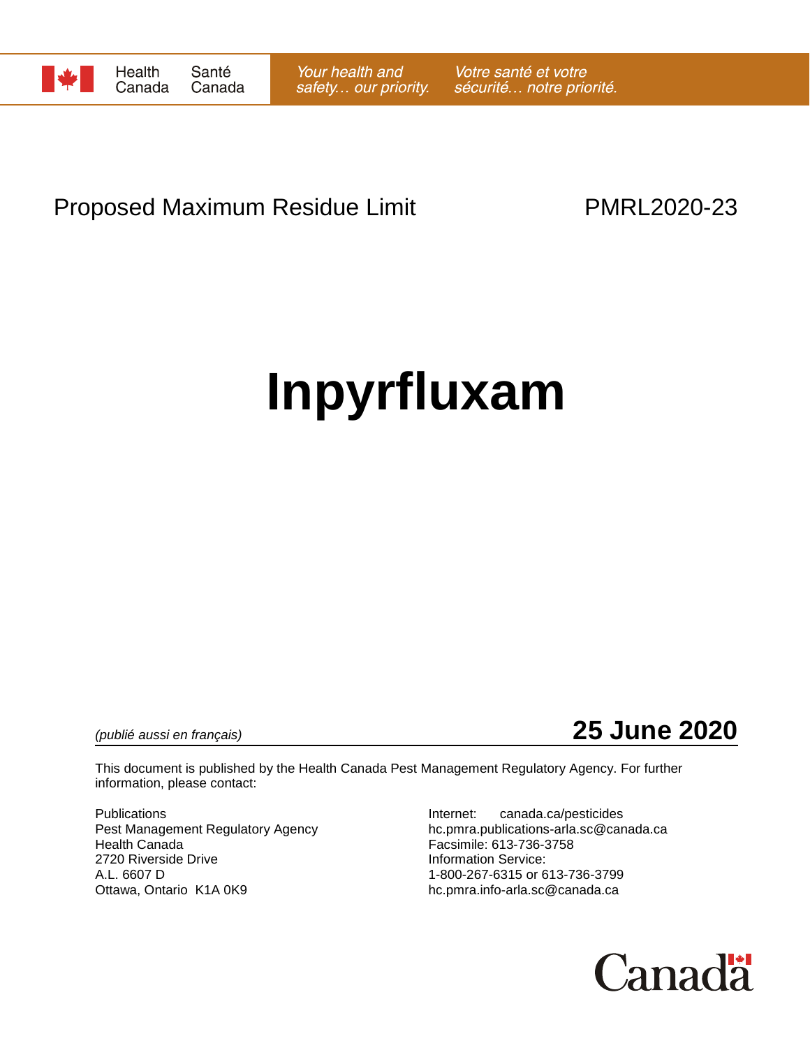Health Canada | Santé Canada

*Your health and safety… our priority.* | *Votre santé et votre sécurité… notre priorité.*

Proposed Maximum Residue Limit PMRL2020-23

# Inpyrfluxam

*(publié aussi en français)*

**25 June 2020**

This document is published by the Health Canada Pest Management Regulatory Agency. For further information, please contact:

Publications
Pest Management Regulatory Agency
Health Canada
2720 Riverside Drive
A.L. 6607 D
Ottawa, Ontario K1A 0K9

Internet: canada.ca/pesticides
hc.pmra.publications-arla.sc@canada.ca
Facsimile: 613-736-3758
Information Service:
1-800-267-6315 or 613-736-3799
hc.pmra.info-arla.sc@canada.ca

Canada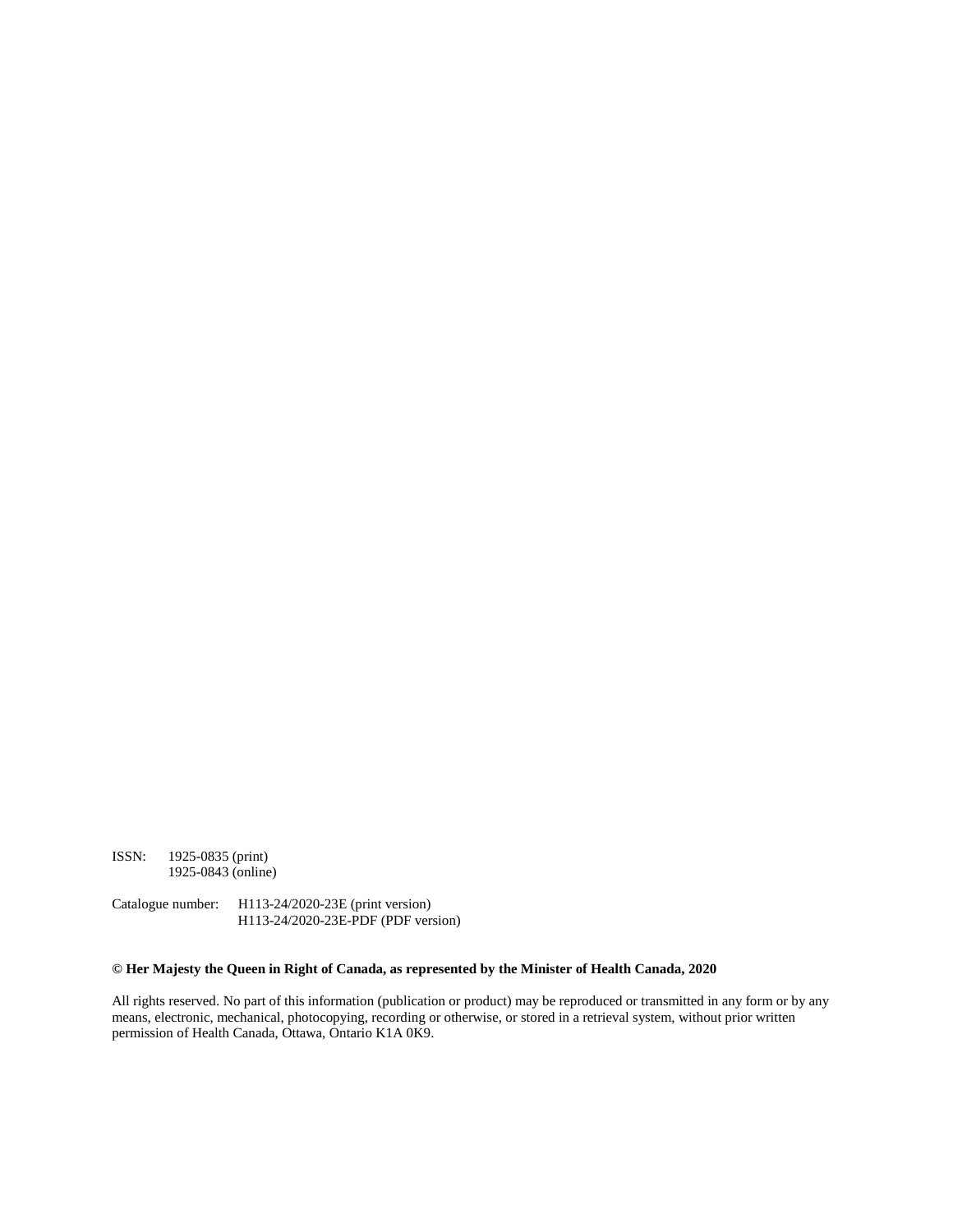ISSN: 1925-0835 (print)
1925-0843 (online)

Catalogue number: H113-24/2020-23E (print version)
H113-24/2020-23E-PDF (PDF version)

**© Her Majesty the Queen in Right of Canada, as represented by the Minister of Health Canada, 2020**

All rights reserved. No part of this information (publication or product) may be reproduced or transmitted in any form or by any means, electronic, mechanical, photocopying, recording or otherwise, or stored in a retrieval system, without prior written permission of Health Canada, Ottawa, Ontario K1A 0K9.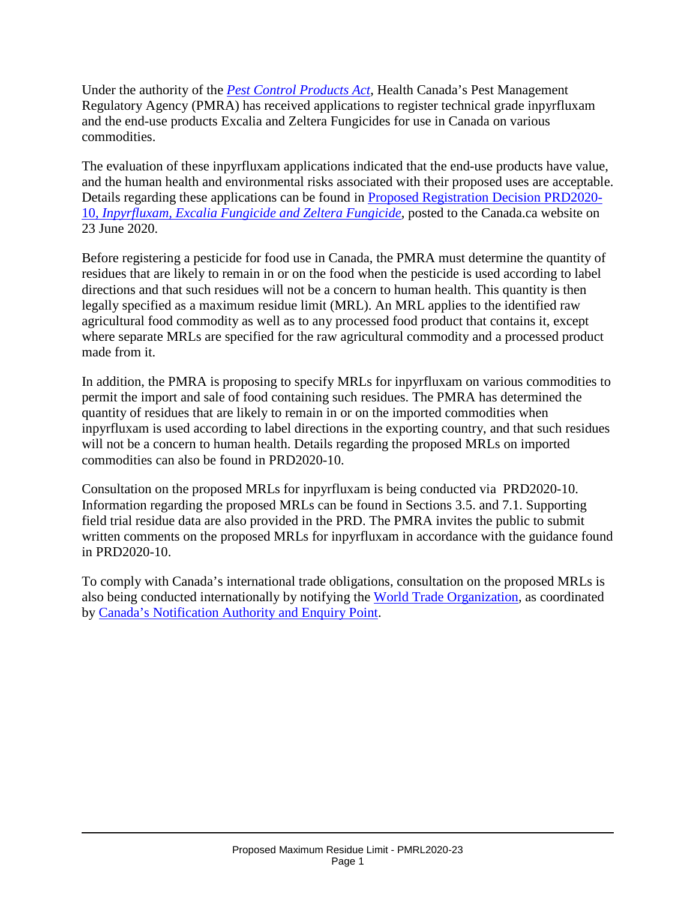Under the authority of the *Pest Control Products Act*, Health Canada's Pest Management Regulatory Agency (PMRA) has received applications to register technical grade inpyrfluxam and the end-use products Excalia and Zeltera Fungicides for use in Canada on various commodities.

The evaluation of these inpyrfluxam applications indicated that the end-use products have value, and the human health and environmental risks associated with their proposed uses are acceptable. Details regarding these applications can be found in Proposed Registration Decision PRD2020-10, *Inpyrfluxam, Excalia Fungicide and Zeltera Fungicide*, posted to the Canada.ca website on 23 June 2020.

Before registering a pesticide for food use in Canada, the PMRA must determine the quantity of residues that are likely to remain in or on the food when the pesticide is used according to label directions and that such residues will not be a concern to human health. This quantity is then legally specified as a maximum residue limit (MRL). An MRL applies to the identified raw agricultural food commodity as well as to any processed food product that contains it, except where separate MRLs are specified for the raw agricultural commodity and a processed product made from it.

In addition, the PMRA is proposing to specify MRLs for inpyrfluxam on various commodities to permit the import and sale of food containing such residues. The PMRA has determined the quantity of residues that are likely to remain in or on the imported commodities when inpyrfluxam is used according to label directions in the exporting country, and that such residues will not be a concern to human health. Details regarding the proposed MRLs on imported commodities can also be found in PRD2020-10.

Consultation on the proposed MRLs for inpyrfluxam is being conducted via PRD2020-10. Information regarding the proposed MRLs can be found in Sections 3.5. and 7.1. Supporting field trial residue data are also provided in the PRD. The PMRA invites the public to submit written comments on the proposed MRLs for inpyrfluxam in accordance with the guidance found in PRD2020-10.

To comply with Canada's international trade obligations, consultation on the proposed MRLs is also being conducted internationally by notifying the World Trade Organization, as coordinated by Canada's Notification Authority and Enquiry Point.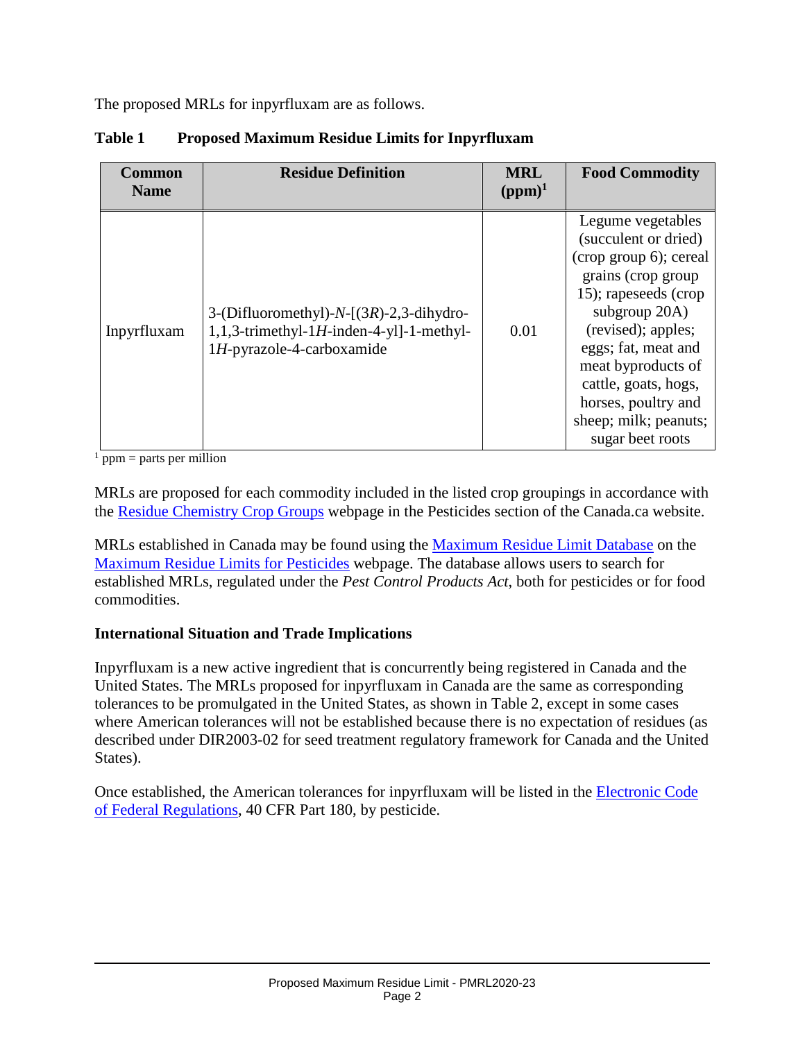The proposed MRLs for inpyrfluxam are as follows.

**Table 1 Proposed Maximum Residue Limits for Inpyrfluxam**

| Common Name | Residue Definition | MRL (ppm)[1] | Food Commodity |
|---|---|---|---|
| Inpyrfluxam | 3-(Difluoromethyl)-*N*-[(3*R*)-2,3-dihydro-1,1,3-trimethyl-1*H*-inden-4-yl]-1-methyl-1*H*-pyrazole-4-carboxamide | 0.01 | Legume vegetables (succulent or dried) (crop group 6); cereal grains (crop group 15); rapeseeds (crop subgroup 20A) (revised); apples; eggs; fat, meat and meat byproducts of cattle, goats, hogs, horses, poultry and sheep; milk; peanuts; sugar beet roots |

[1] ppm = parts per million

MRLs are proposed for each commodity included in the listed crop groupings in accordance with the Residue Chemistry Crop Groups webpage in the Pesticides section of the Canada.ca website.

MRLs established in Canada may be found using the Maximum Residue Limit Database on the Maximum Residue Limits for Pesticides webpage. The database allows users to search for established MRLs, regulated under the *Pest Control Products Act*, both for pesticides or for food commodities.

## International Situation and Trade Implications

Inpyrfluxam is a new active ingredient that is concurrently being registered in Canada and the United States. The MRLs proposed for inpyrfluxam in Canada are the same as corresponding tolerances to be promulgated in the United States, as shown in Table 2, except in some cases where American tolerances will not be established because there is no expectation of residues (as described under DIR2003-02 for seed treatment regulatory framework for Canada and the United States).

Once established, the American tolerances for inpyrfluxam will be listed in the Electronic Code of Federal Regulations, 40 CFR Part 180, by pesticide.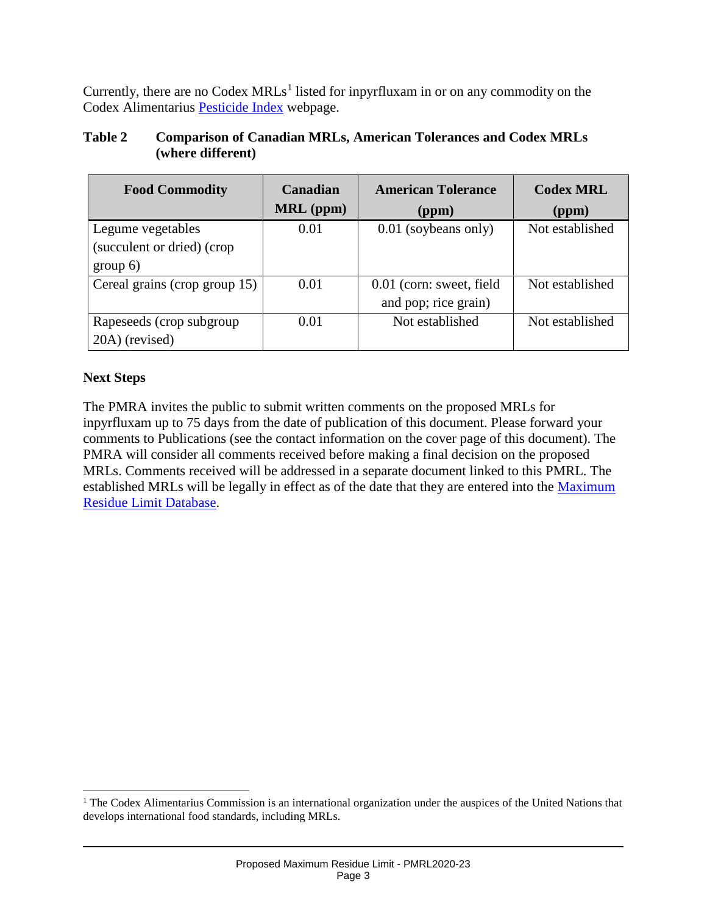Currently, there are no Codex MRLs[1] listed for inpyrfluxam in or on any commodity on the Codex Alimentarius Pesticide Index webpage.

**Table 2 Comparison of Canadian MRLs, American Tolerances and Codex MRLs (where different)**

| Food Commodity | Canadian MRL (ppm) | American Tolerance (ppm) | Codex MRL (ppm) |
|---|---|---|---|
| Legume vegetables (succulent or dried) (crop group 6) | 0.01 | 0.01 (soybeans only) | Not established |
| Cereal grains (crop group 15) | 0.01 | 0.01 (corn: sweet, field and pop; rice grain) | Not established |
| Rapeseeds (crop subgroup 20A) (revised) | 0.01 | Not established | Not established |

**Next Steps**

The PMRA invites the public to submit written comments on the proposed MRLs for inpyrfluxam up to 75 days from the date of publication of this document. Please forward your comments to Publications (see the contact information on the cover page of this document). The PMRA will consider all comments received before making a final decision on the proposed MRLs. Comments received will be addressed in a separate document linked to this PMRL. The established MRLs will be legally in effect as of the date that they are entered into the Maximum Residue Limit Database.

[1] The Codex Alimentarius Commission is an international organization under the auspices of the United Nations that develops international food standards, including MRLs.